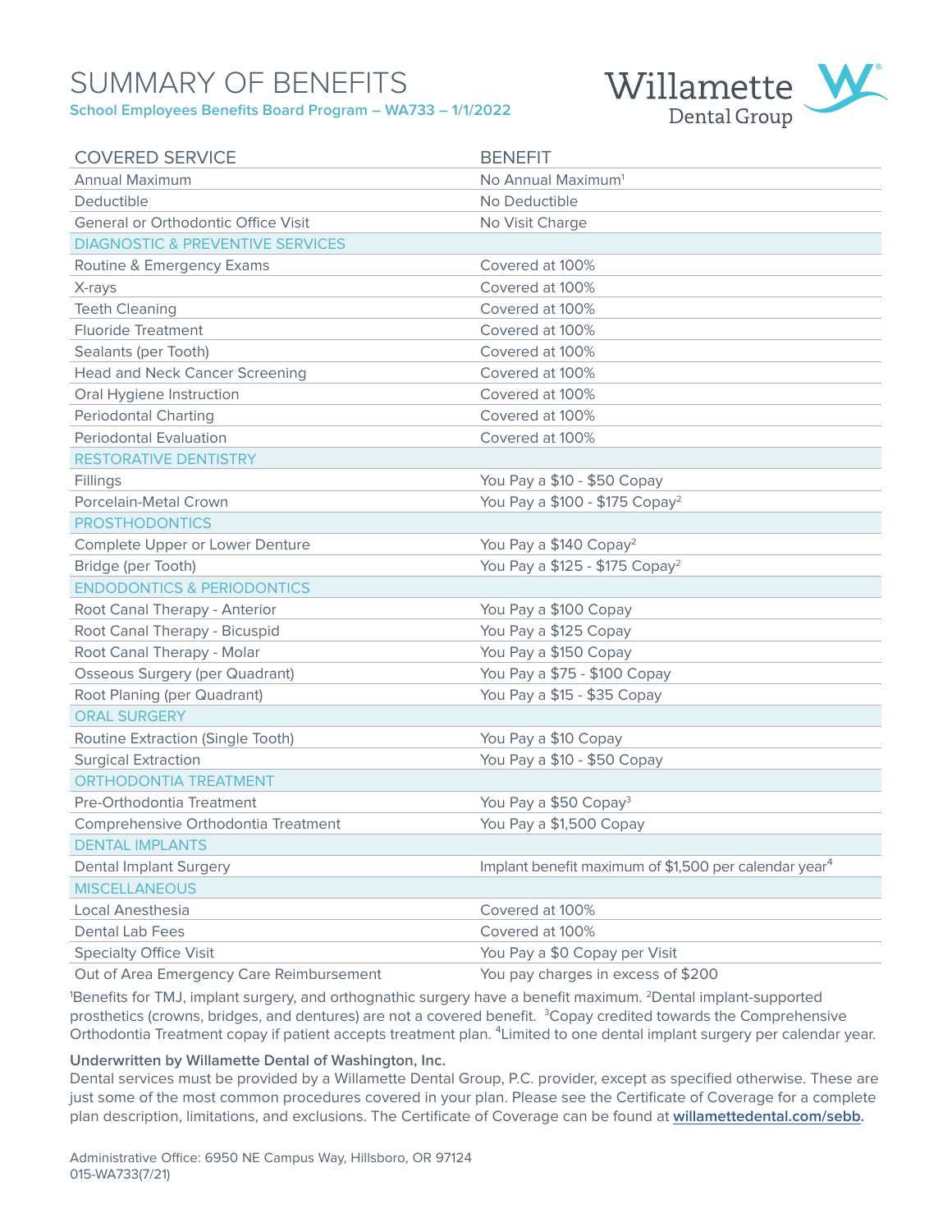# SUMMARY OF BENEFITS

**School Employees Benefits Board Program – WA733 – 1/1/2022**

Willamette Dental Group

| COVERED SERVICE | BENEFIT |
|---|---|
| Annual Maximum | No Annual Maximum[1] |
| Deductible | No Deductible |
| General or Orthodontic Office Visit | No Visit Charge |
| **DIAGNOSTIC & PREVENTIVE SERVICES** | |
| Routine & Emergency Exams | Covered at 100% |
| X-rays | Covered at 100% |
| Teeth Cleaning | Covered at 100% |
| Fluoride Treatment | Covered at 100% |
| Sealants (per Tooth) | Covered at 100% |
| Head and Neck Cancer Screening | Covered at 100% |
| Oral Hygiene Instruction | Covered at 100% |
| Periodontal Charting | Covered at 100% |
| Periodontal Evaluation | Covered at 100% |
| **RESTORATIVE DENTISTRY** | |
| Fillings | You Pay a $10 - $50 Copay |
| Porcelain-Metal Crown | You Pay a $100 - $175 Copay[2] |
| **PROSTHODONTICS** | |
| Complete Upper or Lower Denture | You Pay a $140 Copay[2] |
| Bridge (per Tooth) | You Pay a $125 - $175 Copay[2] |
| **ENDODONTICS & PERIODONTICS** | |
| Root Canal Therapy - Anterior | You Pay a $100 Copay |
| Root Canal Therapy - Bicuspid | You Pay a $125 Copay |
| Root Canal Therapy - Molar | You Pay a $150 Copay |
| Osseous Surgery (per Quadrant) | You Pay a $75 - $100 Copay |
| Root Planing (per Quadrant) | You Pay a $15 - $35 Copay |
| **ORAL SURGERY** | |
| Routine Extraction (Single Tooth) | You Pay a $10 Copay |
| Surgical Extraction | You Pay a $10 - $50 Copay |
| **ORTHODONTIA TREATMENT** | |
| Pre-Orthodontia Treatment | You Pay a $50 Copay[3] |
| Comprehensive Orthodontia Treatment | You Pay a $1,500 Copay |
| **DENTAL IMPLANTS** | |
| Dental Implant Surgery | Implant benefit maximum of $1,500 per calendar year[4] |
| **MISCELLANEOUS** | |
| Local Anesthesia | Covered at 100% |
| Dental Lab Fees | Covered at 100% |
| Specialty Office Visit | You Pay a $0 Copay per Visit |
| Out of Area Emergency Care Reimbursement | You pay charges in excess of $200 |

[1]Benefits for TMJ, implant surgery, and orthognathic surgery have a benefit maximum. [2]Dental implant-supported prosthetics (crowns, bridges, and dentures) are not a covered benefit. [3]Copay credited towards the Comprehensive Orthodontia Treatment copay if patient accepts treatment plan. [4]Limited to one dental implant surgery per calendar year.

**Underwritten by Willamette Dental of Washington, Inc.**

Dental services must be provided by a Willamette Dental Group, P.C. provider, except as specified otherwise. These are just some of the most common procedures covered in your plan. Please see the Certificate of Coverage for a complete plan description, limitations, and exclusions. The Certificate of Coverage can be found at **willamettedental.com/sebb.**

Administrative Office: 6950 NE Campus Way, Hillsboro, OR 97124
015-WA733(7/21)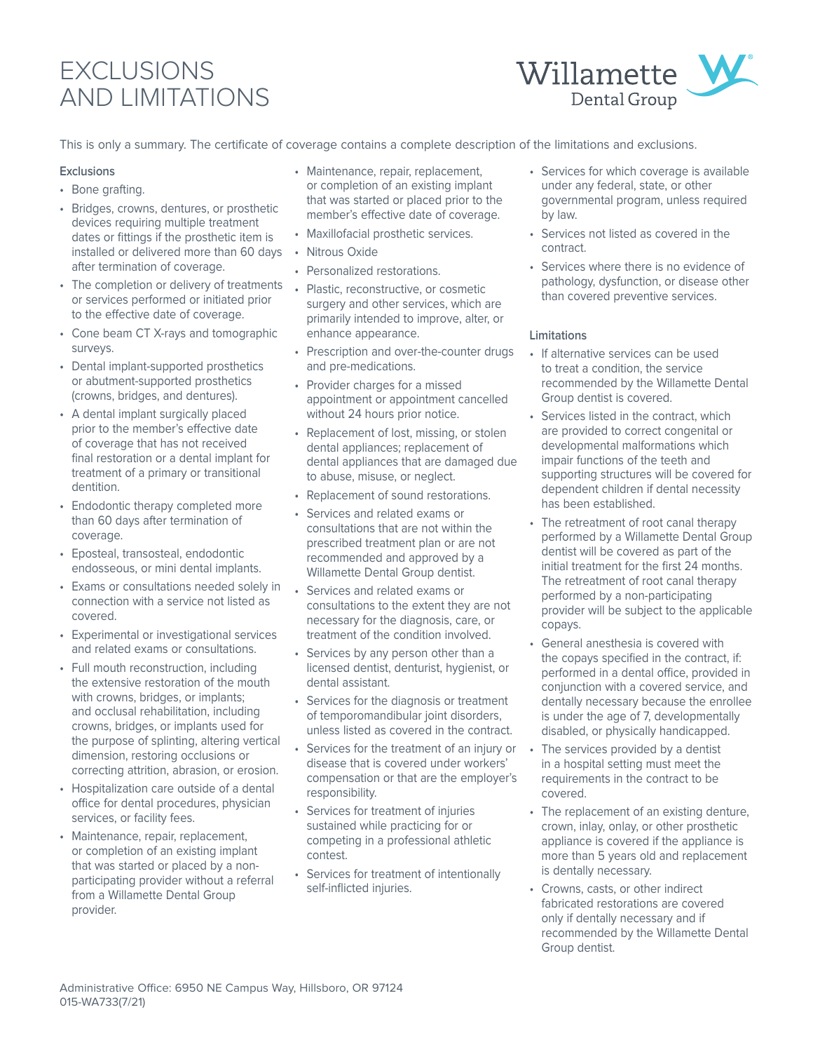# EXCLUSIONS AND LIMITATIONS

Willamette Dental Group

This is only a summary. The certificate of coverage contains a complete description of the limitations and exclusions.

### Exclusions

- Bone grafting.
- Bridges, crowns, dentures, or prosthetic devices requiring multiple treatment dates or fittings if the prosthetic item is installed or delivered more than 60 days after termination of coverage.
- The completion or delivery of treatments or services performed or initiated prior to the effective date of coverage.
- Cone beam CT X-rays and tomographic surveys.
- Dental implant-supported prosthetics or abutment-supported prosthetics (crowns, bridges, and dentures).
- A dental implant surgically placed prior to the member's effective date of coverage that has not received final restoration or a dental implant for treatment of a primary or transitional dentition.
- Endodontic therapy completed more than 60 days after termination of coverage.
- Eposteal, transosteal, endodontic endosseous, or mini dental implants.
- Exams or consultations needed solely in connection with a service not listed as covered.
- Experimental or investigational services and related exams or consultations.
- Full mouth reconstruction, including the extensive restoration of the mouth with crowns, bridges, or implants; and occlusal rehabilitation, including crowns, bridges, or implants used for the purpose of splinting, altering vertical dimension, restoring occlusions or correcting attrition, abrasion, or erosion.
- Hospitalization care outside of a dental office for dental procedures, physician services, or facility fees.
- Maintenance, repair, replacement, or completion of an existing implant that was started or placed by a non-participating provider without a referral from a Willamette Dental Group provider.
- Maintenance, repair, replacement, or completion of an existing implant that was started or placed prior to the member's effective date of coverage.
- Maxillofacial prosthetic services.
- Nitrous Oxide
- Personalized restorations.
- Plastic, reconstructive, or cosmetic surgery and other services, which are primarily intended to improve, alter, or enhance appearance.
- Prescription and over-the-counter drugs and pre-medications.
- Provider charges for a missed appointment or appointment cancelled without 24 hours prior notice.
- Replacement of lost, missing, or stolen dental appliances; replacement of dental appliances that are damaged due to abuse, misuse, or neglect.
- Replacement of sound restorations.
- Services and related exams or consultations that are not within the prescribed treatment plan or are not recommended and approved by a Willamette Dental Group dentist.
- Services and related exams or consultations to the extent they are not necessary for the diagnosis, care, or treatment of the condition involved.
- Services by any person other than a licensed dentist, denturist, hygienist, or dental assistant.
- Services for the diagnosis or treatment of temporomandibular joint disorders, unless listed as covered in the contract.
- Services for the treatment of an injury or disease that is covered under workers' compensation or that are the employer's responsibility.
- Services for treatment of injuries sustained while practicing for or competing in a professional athletic contest.
- Services for treatment of intentionally self-inflicted injuries.
- Services for which coverage is available under any federal, state, or other governmental program, unless required by law.
- Services not listed as covered in the contract.
- Services where there is no evidence of pathology, dysfunction, or disease other than covered preventive services.

### Limitations

- If alternative services can be used to treat a condition, the service recommended by the Willamette Dental Group dentist is covered.
- Services listed in the contract, which are provided to correct congenital or developmental malformations which impair functions of the teeth and supporting structures will be covered for dependent children if dental necessity has been established.
- The retreatment of root canal therapy performed by a Willamette Dental Group dentist will be covered as part of the initial treatment for the first 24 months. The retreatment of root canal therapy performed by a non-participating provider will be subject to the applicable copays.
- General anesthesia is covered with the copays specified in the contract, if: performed in a dental office, provided in conjunction with a covered service, and dentally necessary because the enrollee is under the age of 7, developmentally disabled, or physically handicapped.
- The services provided by a dentist in a hospital setting must meet the requirements in the contract to be covered.
- The replacement of an existing denture, crown, inlay, onlay, or other prosthetic appliance is covered if the appliance is more than 5 years old and replacement is dentally necessary.
- Crowns, casts, or other indirect fabricated restorations are covered only if dentally necessary and if recommended by the Willamette Dental Group dentist.

Administrative Office: 6950 NE Campus Way, Hillsboro, OR 97124
015-WA733(7/21)